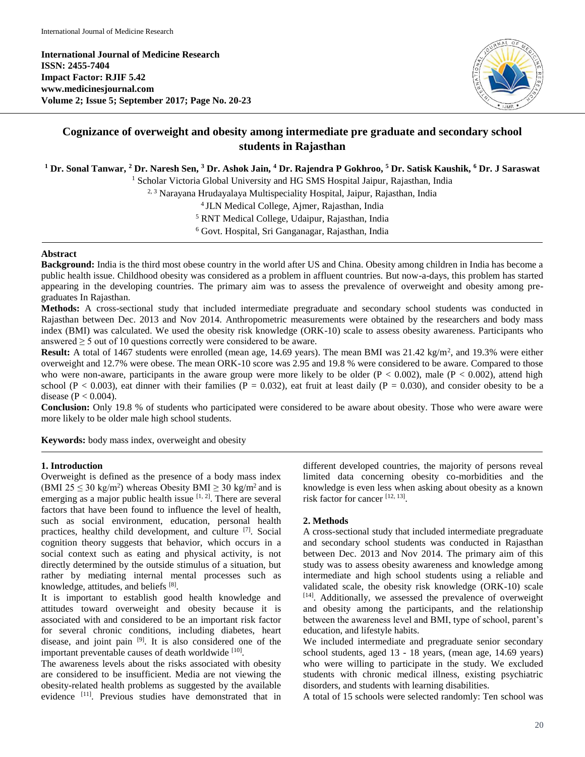**International Journal of Medicine Research**
**ISSN: 2455-7404**
**Impact Factor: RJIF 5.42**
**www.medicinesjournal.com**
**Volume 2; Issue 5; September 2017; Page No. 20-23**

# Cognizance of overweight and obesity among intermediate pre graduate and secondary school students in Rajasthan

**[1] Dr. Sonal Tanwar, [2] Dr. Naresh Sen, [3] Dr. Ashok Jain, [4] Dr. Rajendra P Gokhroo, [5] Dr. Satisk Kaushik, [6] Dr. J Saraswat**

[1] Scholar Victoria Global University and HG SMS Hospital Jaipur, Rajasthan, India

[2, 3] Narayana Hrudayalaya Multispeciality Hospital, Jaipur, Rajasthan, India

[4] JLN Medical College, Ajmer, Rajasthan, India

[5] RNT Medical College, Udaipur, Rajasthan, India

[6] Govt. Hospital, Sri Ganganagar, Rajasthan, India

## Abstract

**Background:** India is the third most obese country in the world after US and China. Obesity among children in India has become a public health issue. Childhood obesity was considered as a problem in affluent countries. But now-a-days, this problem has started appearing in the developing countries. The primary aim was to assess the prevalence of overweight and obesity among pre-graduates In Rajasthan.

**Methods:** A cross-sectional study that included intermediate pregraduate and secondary school students was conducted in Rajasthan between Dec. 2013 and Nov 2014. Anthropometric measurements were obtained by the researchers and body mass index (BMI) was calculated. We used the obesity risk knowledge (ORK-10) scale to assess obesity awareness. Participants who answered $\geq 5$ out of 10 questions correctly were considered to be aware.

**Result:** A total of 1467 students were enrolled (mean age, 14.69 years). The mean BMI was 21.42 kg/m$^2$, and 19.3% were either overweight and 12.7% were obese. The mean ORK-10 score was 2.95 and 19.8 % were considered to be aware. Compared to those who were non-aware, participants in the aware group were more likely to be older ($P < 0.002$), male ($P < 0.002$), attend high school ($P < 0.003$), eat dinner with their families ($P = 0.032$), eat fruit at least daily ($P = 0.030$), and consider obesity to be a disease ($P < 0.004$).

**Conclusion:** Only 19.8 % of students who participated were considered to be aware about obesity. Those who were aware were more likely to be older male high school students.

**Keywords:** body mass index, overweight and obesity

## 1. Introduction

Overweight is defined as the presence of a body mass index (BMI $25 \leq 30$ kg/m$^2$) whereas Obesity BMI $\geq 30$ kg/m$^2$ and is emerging as a major public health issue [1, 2]. There are several factors that have been found to influence the level of health, such as social environment, education, personal health practices, healthy child development, and culture [7]. Social cognition theory suggests that behavior, which occurs in a social context such as eating and physical activity, is not directly determined by the outside stimulus of a situation, but rather by mediating internal mental processes such as knowledge, attitudes, and beliefs [8].

It is important to establish good health knowledge and attitudes toward overweight and obesity because it is associated with and considered to be an important risk factor for several chronic conditions, including diabetes, heart disease, and joint pain [9]. It is also considered one of the important preventable causes of death worldwide [10].

The awareness levels about the risks associated with obesity are considered to be insufficient. Media are not viewing the obesity-related health problems as suggested by the available evidence [11]. Previous studies have demonstrated that in different developed countries, the majority of persons reveal limited data concerning obesity co-morbidities and the knowledge is even less when asking about obesity as a known risk factor for cancer [12, 13].

## 2. Methods

A cross-sectional study that included intermediate pregraduate and secondary school students was conducted in Rajasthan between Dec. 2013 and Nov 2014. The primary aim of this study was to assess obesity awareness and knowledge among intermediate and high school students using a reliable and validated scale, the obesity risk knowledge (ORK-10) scale [14]. Additionally, we assessed the prevalence of overweight and obesity among the participants, and the relationship between the awareness level and BMI, type of school, parent's education, and lifestyle habits.

We included intermediate and pregraduate senior secondary school students, aged 13 - 18 years, (mean age, 14.69 years) who were willing to participate in the study. We excluded students with chronic medical illness, existing psychiatric disorders, and students with learning disabilities.

A total of 15 schools were selected randomly: Ten school was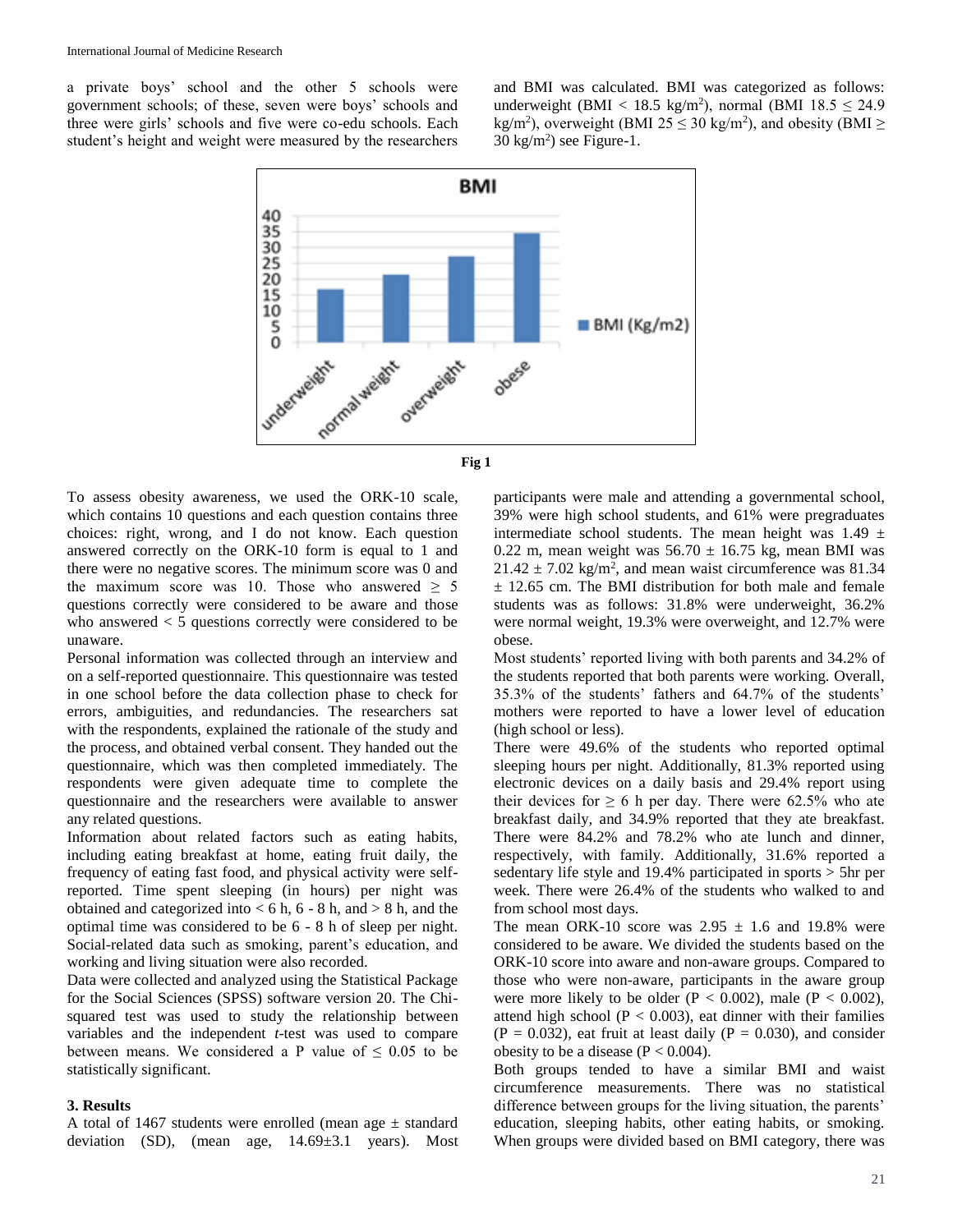a private boys' school and the other 5 schools were government schools; of these, seven were boys' schools and three were girls' schools and five were co-edu schools. Each student's height and weight were measured by the researchers and BMI was calculated. BMI was categorized as follows: underweight (BMI < 18.5 kg/m$^2$), normal (BMI 18.5 ≤ 24.9 kg/m$^2$), overweight (BMI 25 ≤ 30 kg/m$^2$), and obesity (BMI ≥ 30 kg/m$^2$) see Figure-1.

Fig 1

To assess obesity awareness, we used the ORK-10 scale, which contains 10 questions and each question contains three choices: right, wrong, and I do not know. Each question answered correctly on the ORK-10 form is equal to 1 and there were no negative scores. The minimum score was 0 and the maximum score was 10. Those who answered ≥ 5 questions correctly were considered to be aware and those who answered < 5 questions correctly were considered to be unaware.

Personal information was collected through an interview and on a self-reported questionnaire. This questionnaire was tested in one school before the data collection phase to check for errors, ambiguities, and redundancies. The researchers sat with the respondents, explained the rationale of the study and the process, and obtained verbal consent. They handed out the questionnaire, which was then completed immediately. The respondents were given adequate time to complete the questionnaire and the researchers were available to answer any related questions.

Information about related factors such as eating habits, including eating breakfast at home, eating fruit daily, the frequency of eating fast food, and physical activity were self-reported. Time spent sleeping (in hours) per night was obtained and categorized into < 6 h, 6 - 8 h, and > 8 h, and the optimal time was considered to be 6 - 8 h of sleep per night. Social-related data such as smoking, parent's education, and working and living situation were also recorded.

Data were collected and analyzed using the Statistical Package for the Social Sciences (SPSS) software version 20. The Chi-squared test was used to study the relationship between variables and the independent *t*-test was used to compare between means. We considered a P value of ≤ 0.05 to be statistically significant.

### 3. Results

A total of 1467 students were enrolled (mean age ± standard deviation (SD), (mean age, 14.69±3.1 years). Most participants were male and attending a governmental school, 39% were high school students, and 61% were pregraduates intermediate school students. The mean height was 1.49 ± 0.22 m, mean weight was 56.70 ± 16.75 kg, mean BMI was 21.42 ± 7.02 kg/m$^2$, and mean waist circumference was 81.34 ± 12.65 cm. The BMI distribution for both male and female students was as follows: 31.8% were underweight, 36.2% were normal weight, 19.3% were overweight, and 12.7% were obese.

Most students' reported living with both parents and 34.2% of the students reported that both parents were working. Overall, 35.3% of the students' fathers and 64.7% of the students' mothers were reported to have a lower level of education (high school or less).

There were 49.6% of the students who reported optimal sleeping hours per night. Additionally, 81.3% reported using electronic devices on a daily basis and 29.4% report using their devices for ≥ 6 h per day. There were 62.5% who ate breakfast daily, and 34.9% reported that they ate breakfast. There were 84.2% and 78.2% who ate lunch and dinner, respectively, with family. Additionally, 31.6% reported a sedentary life style and 19.4% participated in sports > 5hr per week. There were 26.4% of the students who walked to and from school most days.

The mean ORK-10 score was 2.95 ± 1.6 and 19.8% were considered to be aware. We divided the students based on the ORK-10 score into aware and non-aware groups. Compared to those who were non-aware, participants in the aware group were more likely to be older ($P < 0.002$), male ($P < 0.002$), attend high school ($P < 0.003$), eat dinner with their families ($P = 0.032$), eat fruit at least daily ($P = 0.030$), and consider obesity to be a disease ($P < 0.004$).

Both groups tended to have a similar BMI and waist circumference measurements. There was no statistical difference between groups for the living situation, the parents' education, sleeping habits, other eating habits, or smoking. When groups were divided based on BMI category, there was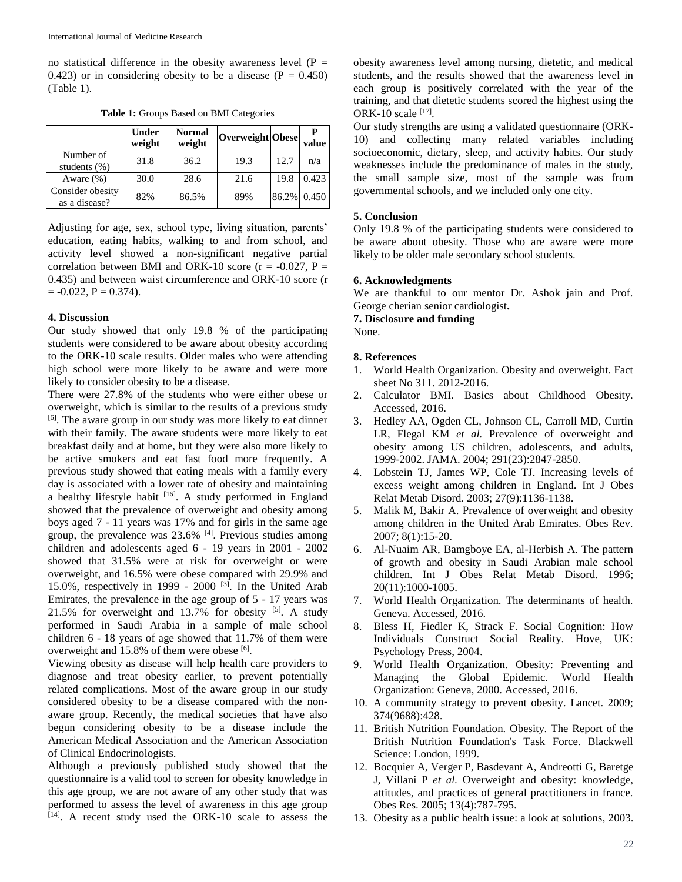no statistical difference in the obesity awareness level (P = 0.423) or in considering obesity to be a disease (P = 0.450) (Table 1).

**Table 1:** Groups Based on BMI Categories

| | Under weight | Normal weight | Overweight | Obese | P value |
|---|---|---|---|---|---|
| Number of students (%) | 31.8 | 36.2 | 19.3 | 12.7 | n/a |
| Aware (%) | 30.0 | 28.6 | 21.6 | 19.8 | 0.423 |
| Consider obesity as a disease? | 82% | 86.5% | 89% | 86.2% | 0.450 |

Adjusting for age, sex, school type, living situation, parents' education, eating habits, walking to and from school, and activity level showed a non-significant negative partial correlation between BMI and ORK-10 score (r = -0.027, P = 0.435) and between waist circumference and ORK-10 score (r = -0.022, P = 0.374).

## 4. Discussion

Our study showed that only 19.8 % of the participating students were considered to be aware about obesity according to the ORK-10 scale results. Older males who were attending high school were more likely to be aware and were more likely to consider obesity to be a disease.

There were 27.8% of the students who were either obese or overweight, which is similar to the results of a previous study [6]. The aware group in our study was more likely to eat dinner with their family. The aware students were more likely to eat breakfast daily and at home, but they were also more likely to be active smokers and eat fast food more frequently. A previous study showed that eating meals with a family every day is associated with a lower rate of obesity and maintaining a healthy lifestyle habit [16]. A study performed in England showed that the prevalence of overweight and obesity among boys aged 7 - 11 years was 17% and for girls in the same age group, the prevalence was 23.6% [4]. Previous studies among children and adolescents aged 6 - 19 years in 2001 - 2002 showed that 31.5% were at risk for overweight or were overweight, and 16.5% were obese compared with 29.9% and 15.0%, respectively in 1999 - 2000 [3]. In the United Arab Emirates, the prevalence in the age group of 5 - 17 years was 21.5% for overweight and 13.7% for obesity [5]. A study performed in Saudi Arabia in a sample of male school children 6 - 18 years of age showed that 11.7% of them were overweight and 15.8% of them were obese [6].

Viewing obesity as disease will help health care providers to diagnose and treat obesity earlier, to prevent potentially related complications. Most of the aware group in our study considered obesity to be a disease compared with the non-aware group. Recently, the medical societies that have also begun considering obesity to be a disease include the American Medical Association and the American Association of Clinical Endocrinologists.

Although a previously published study showed that the questionnaire is a valid tool to screen for obesity knowledge in this age group, we are not aware of any other study that was performed to assess the level of awareness in this age group [14]. A recent study used the ORK-10 scale to assess the obesity awareness level among nursing, dietetic, and medical students, and the results showed that the awareness level in each group is positively correlated with the year of the training, and that dietetic students scored the highest using the ORK-10 scale [17].

Our study strengths are using a validated questionnaire (ORK-10) and collecting many related variables including socioeconomic, dietary, sleep, and activity habits. Our study weaknesses include the predominance of males in the study, the small sample size, most of the sample was from governmental schools, and we included only one city.

## 5. Conclusion

Only 19.8 % of the participating students were considered to be aware about obesity. Those who are aware were more likely to be older male secondary school students.

## 6. Acknowledgments

We are thankful to our mentor Dr. Ashok jain and Prof. George cherian senior cardiologist**.**

## 7. Disclosure and funding

None.

## 8. References

1. World Health Organization. Obesity and overweight. Fact sheet No 311. 2012-2016.
2. Calculator BMI. Basics about Childhood Obesity. Accessed, 2016.
3. Hedley AA, Ogden CL, Johnson CL, Carroll MD, Curtin LR, Flegal KM *et al.* Prevalence of overweight and obesity among US children, adolescents, and adults, 1999-2002. JAMA. 2004; 291(23):2847-2850.
4. Lobstein TJ, James WP, Cole TJ. Increasing levels of excess weight among children in England. Int J Obes Relat Metab Disord. 2003; 27(9):1136-1138.
5. Malik M, Bakir A. Prevalence of overweight and obesity among children in the United Arab Emirates. Obes Rev. 2007; 8(1):15-20.
6. Al-Nuaim AR, Bamgboye EA, al-Herbish A. The pattern of growth and obesity in Saudi Arabian male school children. Int J Obes Relat Metab Disord. 1996; 20(11):1000-1005.
7. World Health Organization. The determinants of health. Geneva. Accessed, 2016.
8. Bless H, Fiedler K, Strack F. Social Cognition: How Individuals Construct Social Reality. Hove, UK: Psychology Press, 2004.
9. World Health Organization. Obesity: Preventing and Managing the Global Epidemic. World Health Organization: Geneva, 2000. Accessed, 2016.
10. A community strategy to prevent obesity. Lancet. 2009; 374(9688):428.
11. British Nutrition Foundation. Obesity. The Report of the British Nutrition Foundation's Task Force. Blackwell Science: London, 1999.
12. Bocquier A, Verger P, Basdevant A, Andreotti G, Baretge J, Villani P *et al.* Overweight and obesity: knowledge, attitudes, and practices of general practitioners in france. Obes Res. 2005; 13(4):787-795.
13. Obesity as a public health issue: a look at solutions, 2003.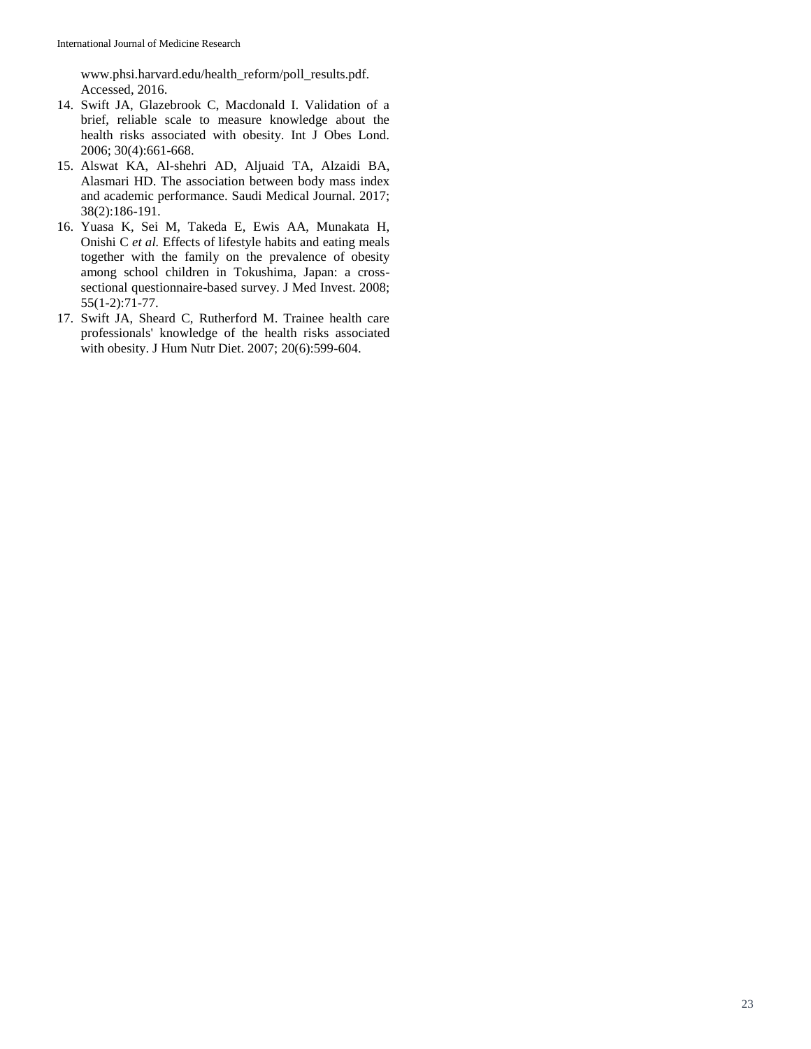www.phsi.harvard.edu/health_reform/poll_results.pdf. Accessed, 2016.

14. Swift JA, Glazebrook C, Macdonald I. Validation of a brief, reliable scale to measure knowledge about the health risks associated with obesity. Int J Obes Lond. 2006; 30(4):661-668.
15. Alswat KA, Al-shehri AD, Aljuaid TA, Alzaidi BA, Alasmari HD. The association between body mass index and academic performance. Saudi Medical Journal. 2017; 38(2):186-191.
16. Yuasa K, Sei M, Takeda E, Ewis AA, Munakata H, Onishi C *et al.* Effects of lifestyle habits and eating meals together with the family on the prevalence of obesity among school children in Tokushima, Japan: a cross-sectional questionnaire-based survey. J Med Invest. 2008; 55(1-2):71-77.
17. Swift JA, Sheard C, Rutherford M. Trainee health care professionals' knowledge of the health risks associated with obesity. J Hum Nutr Diet. 2007; 20(6):599-604.